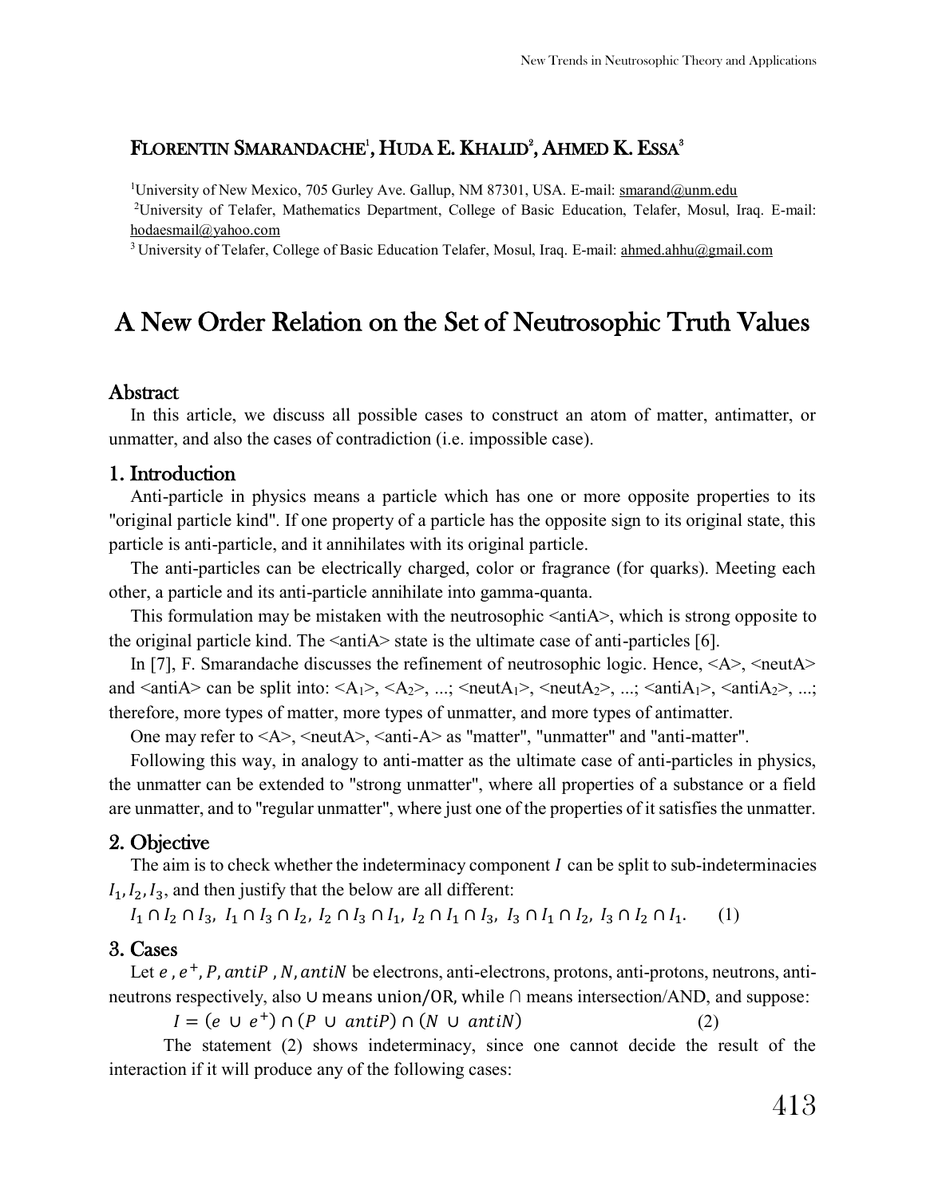FLORENTIN SMARANDACHE[1], HUDA E. KHALID[2], AHMED K. ESSA[3]

[1]University of New Mexico, 705 Gurley Ave. Gallup, NM 87301, USA. E-mail: smarand@unm.edu

[2]University of Telafer, Mathematics Department, College of Basic Education, Telafer, Mosul, Iraq. E-mail: hodaesmail@yahoo.com

[3]University of Telafer, College of Basic Education Telafer, Mosul, Iraq. E-mail: ahmed.ahhu@gmail.com

# A New Order Relation on the Set of Neutrosophic Truth Values

## Abstract

In this article, we discuss all possible cases to construct an atom of matter, antimatter, or unmatter, and also the cases of contradiction (i.e. impossible case).

## 1. Introduction

Anti-particle in physics means a particle which has one or more opposite properties to its "original particle kind". If one property of a particle has the opposite sign to its original state, this particle is anti-particle, and it annihilates with its original particle.

The anti-particles can be electrically charged, color or fragrance (for quarks). Meeting each other, a particle and its anti-particle annihilate into gamma-quanta.

This formulation may be mistaken with the neutrosophic <antiA>, which is strong opposite to the original particle kind. The <antiA> state is the ultimate case of anti-particles [6].

In [7], F. Smarandache discusses the refinement of neutrosophic logic. Hence, <A>, <neutA> and <antiA> can be split into: $<A_1>$, $<A_2>$, ...; $<neutA_1>$, $<neutA_2>$, ...; $<antiA_1>$, $<antiA_2>$, ...; therefore, more types of matter, more types of unmatter, and more types of antimatter.

One may refer to <A>, <neutA>, <anti-A> as "matter", "unmatter" and "anti-matter".

Following this way, in analogy to anti-matter as the ultimate case of anti-particles in physics, the unmatter can be extended to "strong unmatter", where all properties of a substance or a field are unmatter, and to "regular unmatter", where just one of the properties of it satisfies the unmatter.

## 2. Objective

The aim is to check whether the indeterminacy component $I$ can be split to sub-indeterminacies $I_1, I_2, I_3$, and then justify that the below are all different:

$$I_1 \cap I_2 \cap I_3,\ I_1 \cap I_3 \cap I_2,\ I_2 \cap I_3 \cap I_1,\ I_2 \cap I_1 \cap I_3,\ I_3 \cap I_1 \cap I_2,\ I_3 \cap I_2 \cap I_1. \qquad (1)$$

## 3. Cases

Let $e$, $e^+$, $P$, $antiP$, $N$, $antiN$ be electrons, anti-electrons, protons, anti-protons, neutrons, anti-neutrons respectively, also $\cup$ means union/OR, while $\cap$ means intersection/AND, and suppose:

$$I = (e \cup e^+) \cap (P \cup antiP) \cap (N \cup antiN) \qquad (2)$$

The statement (2) shows indeterminacy, since one cannot decide the result of the interaction if it will produce any of the following cases: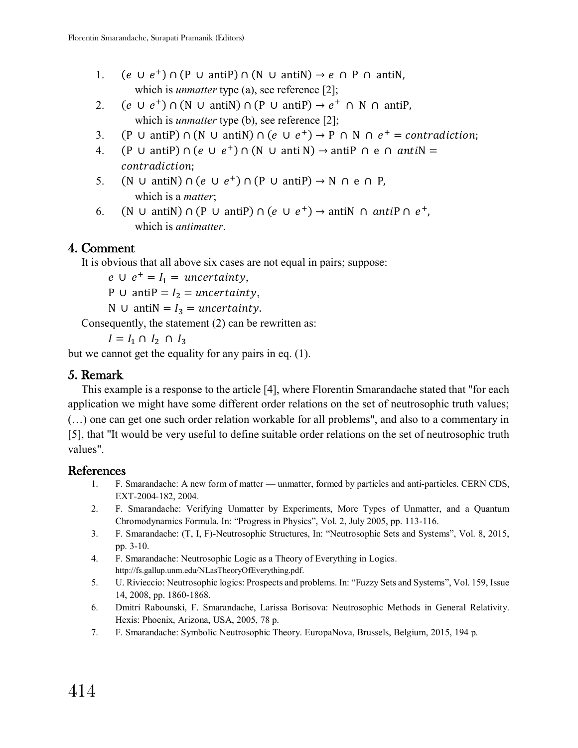1. $(e \cup e^{+}) \cap (\mathrm{P} \cup \mathrm{antiP}) \cap (\mathrm{N} \cup \mathrm{antiN}) \rightarrow e \cap \mathrm{P} \cap \mathrm{antiN}$,
   which is *unmatter* type (a), see reference [2];
2. $(e \cup e^{+}) \cap (\mathrm{N} \cup \mathrm{antiN}) \cap (\mathrm{P} \cup \mathrm{antiP}) \rightarrow e^{+} \cap \mathrm{N} \cap \mathrm{antiP}$,
   which is *unmatter* type (b), see reference [2];
3. $(\mathrm{P} \cup \mathrm{antiP}) \cap (\mathrm{N} \cup \mathrm{antiN}) \cap (e \cup e^{+}) \rightarrow \mathrm{P} \cap \mathrm{N} \cap e^{+} = contradiction$;
4. $(\mathrm{P} \cup \mathrm{antiP}) \cap (e \cup e^{+}) \cap (\mathrm{N} \cup \mathrm{anti\,N}) \rightarrow \mathrm{antiP} \cap \mathrm{e} \cap anti\mathrm{N} = contradiction$;
5. $(\mathrm{N} \cup \mathrm{antiN}) \cap (e \cup e^{+}) \cap (\mathrm{P} \cup \mathrm{antiP}) \rightarrow \mathrm{N} \cap \mathrm{e} \cap \mathrm{P}$,
   which is a *matter*;
6. $(\mathrm{N} \cup \mathrm{antiN}) \cap (\mathrm{P} \cup \mathrm{antiP}) \cap (e \cup e^{+}) \rightarrow \mathrm{antiN} \cap anti\mathrm{P} \cap e^{+}$,
   which is *antimatter*.

## 4. Comment

It is obvious that all above six cases are not equal in pairs; suppose:

$e \cup e^{+} = I_1 = uncertainty$,

$\mathrm{P} \cup \mathrm{antiP} = I_2 = uncertainty$,

$\mathrm{N} \cup \mathrm{antiN} = I_3 = uncertainty$.

Consequently, the statement (2) can be rewritten as:

$I = I_1 \cap I_2 \cap I_3$

but we cannot get the equality for any pairs in eq. (1).

## 5. Remark

This example is a response to the article [4], where Florentin Smarandache stated that "for each application we might have some different order relations on the set of neutrosophic truth values; (…) one can get one such order relation workable for all problems", and also to a commentary in [5], that "It would be very useful to define suitable order relations on the set of neutrosophic truth values".

## References

1. F. Smarandache: A new form of matter — unmatter, formed by particles and anti-particles. CERN CDS, EXT-2004-182, 2004.
2. F. Smarandache: Verifying Unmatter by Experiments, More Types of Unmatter, and a Quantum Chromodynamics Formula. In: "Progress in Physics", Vol. 2, July 2005, pp. 113-116.
3. F. Smarandache: (T, I, F)-Neutrosophic Structures, In: "Neutrosophic Sets and Systems", Vol. 8, 2015, pp. 3-10.
4. F. Smarandache: Neutrosophic Logic as a Theory of Everything in Logics. http://fs.gallup.unm.edu/NLasTheoryOfEverything.pdf.
5. U. Rivieccio: Neutrosophic logics: Prospects and problems. In: "Fuzzy Sets and Systems", Vol. 159, Issue 14, 2008, pp. 1860-1868.
6. Dmitri Rabounski, F. Smarandache, Larissa Borisova: Neutrosophic Methods in General Relativity. Hexis: Phoenix, Arizona, USA, 2005, 78 p.
7. F. Smarandache: Symbolic Neutrosophic Theory. EuropaNova, Brussels, Belgium, 2015, 194 p.